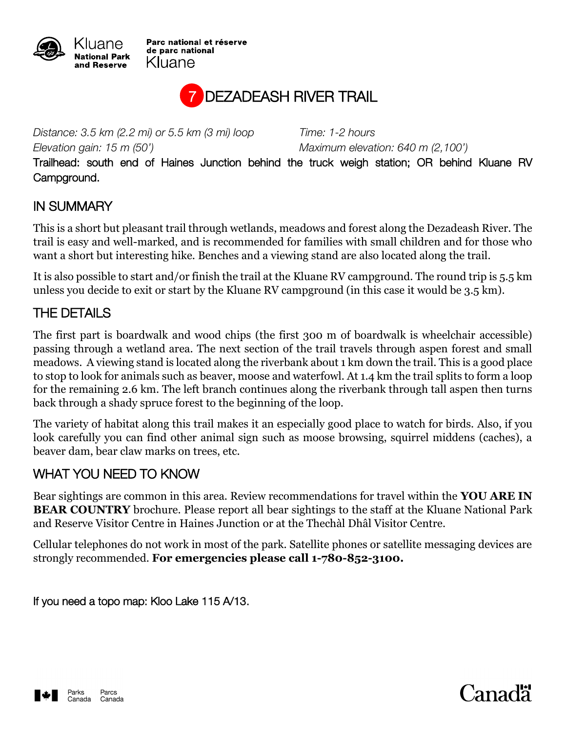Kluane National Park and Reserve

Parc national et réserve de parc national Kluane

# 7 DEZADEASH RIVER TRAIL

*Distance: 3.5 km (2.2 mi) or 5.5 km (3 mi) loop*
*Time: 1-2 hours*
*Elevation gain: 15 m (50')*
*Maximum elevation: 640 m (2,100')*

Trailhead: south end of Haines Junction behind the truck weigh station; OR behind Kluane RV Campground.

## IN SUMMARY

This is a short but pleasant trail through wetlands, meadows and forest along the Dezadeash River. The trail is easy and well-marked, and is recommended for families with small children and for those who want a short but interesting hike. Benches and a viewing stand are also located along the trail.

It is also possible to start and/or finish the trail at the Kluane RV campground. The round trip is 5.5 km unless you decide to exit or start by the Kluane RV campground (in this case it would be 3.5 km).

## THE DETAILS

The first part is boardwalk and wood chips (the first 300 m of boardwalk is wheelchair accessible) passing through a wetland area. The next section of the trail travels through aspen forest and small meadows. A viewing stand is located along the riverbank about 1 km down the trail. This is a good place to stop to look for animals such as beaver, moose and waterfowl. At 1.4 km the trail splits to form a loop for the remaining 2.6 km. The left branch continues along the riverbank through tall aspen then turns back through a shady spruce forest to the beginning of the loop.

The variety of habitat along this trail makes it an especially good place to watch for birds. Also, if you look carefully you can find other animal sign such as moose browsing, squirrel middens (caches), a beaver dam, bear claw marks on trees, etc.

## WHAT YOU NEED TO KNOW

Bear sightings are common in this area. Review recommendations for travel within the **YOU ARE IN BEAR COUNTRY** brochure. Please report all bear sightings to the staff at the Kluane National Park and Reserve Visitor Centre in Haines Junction or at the Thechàl Dhâl Visitor Centre.

Cellular telephones do not work in most of the park. Satellite phones or satellite messaging devices are strongly recommended. **For emergencies please call 1-780-852-3100.**

If you need a topo map: Kloo Lake 115 A/13.

Parks Canada Parcs Canada

Canada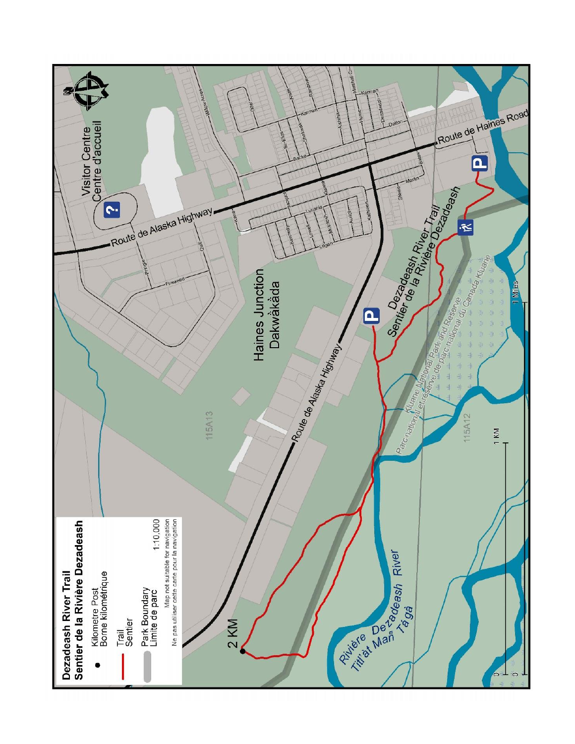**Dezadeash River Trail**
**Sentier de la Rivière Dezadeash**

Kilometre Post
Borne kilométrique

Trail
Sentier

Park Boundary
Limite de parc

1:10,000

Map not suitable for navigation
Ne pas utiliser cette carte pour la navigation

Visitor Centre
Centre d'accueil

Route de Alaska Highway

Route de Haines Road

Haines Junction
Dakwäkäda

Dezadeash River Trail
Sentier de la Rivière Dezadeash

Kluane National Park and Reserve
Parc national et réserve de parc national du Canada Kluane

Rivière Dezadeash River
Tìtl'àt Mań Tàgà

115A13

115A12

2 KM

0 1 KM

0 1 Miles

Willow Acres
Otter
Alsek
Rainbow
Marshall Cr.
Karman
St. Elias
Shakwak
Ashihik
Hume
Dezadeash
Dalton
Backe
Bates
Martin
Steele
Jacquot
Kluane
Lucania
Kane
Kennedy
Lowell
McIntosh
Auriol
Kathleen
Logan
Pringle
Quill
Fireweed